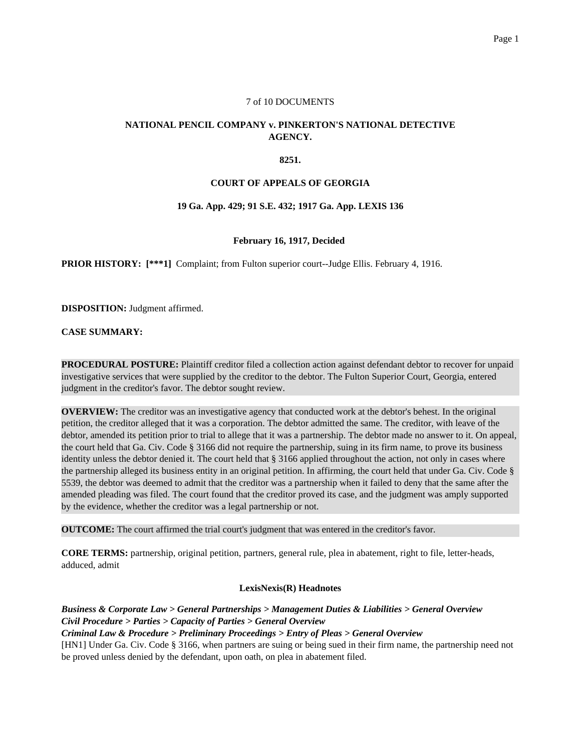7 of 10 DOCUMENTS

**NATIONAL PENCIL COMPANY v. PINKERTON'S NATIONAL DETECTIVE AGENCY.**

**8251.**

**COURT OF APPEALS OF GEORGIA**

**19 Ga. App. 429; 91 S.E. 432; 1917 Ga. App. LEXIS 136**

**February 16, 1917, Decided**

**PRIOR HISTORY: [***1]** Complaint; from Fulton superior court--Judge Ellis. February 4, 1916.

**DISPOSITION:** Judgment affirmed.

**CASE SUMMARY:**

**PROCEDURAL POSTURE:** Plaintiff creditor filed a collection action against defendant debtor to recover for unpaid investigative services that were supplied by the creditor to the debtor. The Fulton Superior Court, Georgia, entered judgment in the creditor's favor. The debtor sought review.

**OVERVIEW:** The creditor was an investigative agency that conducted work at the debtor's behest. In the original petition, the creditor alleged that it was a corporation. The debtor admitted the same. The creditor, with leave of the debtor, amended its petition prior to trial to allege that it was a partnership. The debtor made no answer to it. On appeal, the court held that Ga. Civ. Code § 3166 did not require the partnership, suing in its firm name, to prove its business identity unless the debtor denied it. The court held that § 3166 applied throughout the action, not only in cases where the partnership alleged its business entity in an original petition. In affirming, the court held that under Ga. Civ. Code § 5539, the debtor was deemed to admit that the creditor was a partnership when it failed to deny that the same after the amended pleading was filed. The court found that the creditor proved its case, and the judgment was amply supported by the evidence, whether the creditor was a legal partnership or not.

**OUTCOME:** The court affirmed the trial court's judgment that was entered in the creditor's favor.

**CORE TERMS:** partnership, original petition, partners, general rule, plea in abatement, right to file, letter-heads, adduced, admit

**LexisNexis(R) Headnotes**

***Business & Corporate Law > General Partnerships > Management Duties & Liabilities > General Overview***
***Civil Procedure > Parties > Capacity of Parties > General Overview***
***Criminal Law & Procedure > Preliminary Proceedings > Entry of Pleas > General Overview***

[HN1] Under Ga. Civ. Code § 3166, when partners are suing or being sued in their firm name, the partnership need not be proved unless denied by the defendant, upon oath, on plea in abatement filed.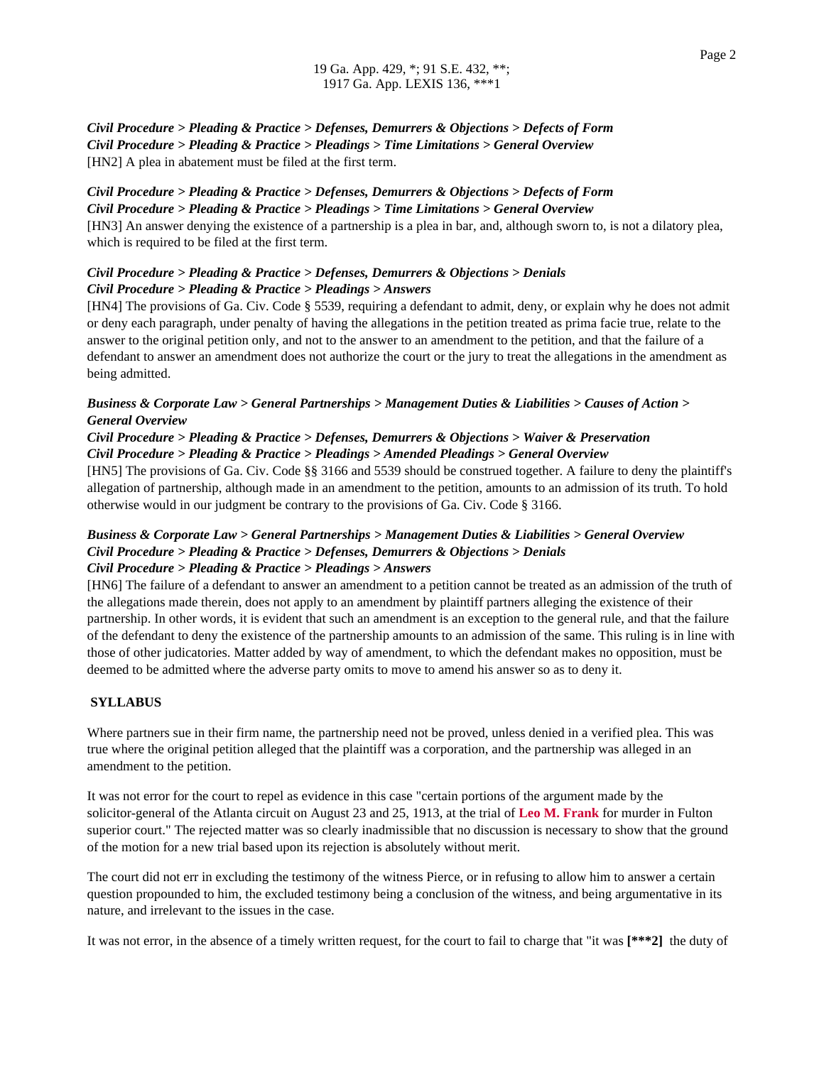*Civil Procedure > Pleading & Practice > Defenses, Demurrers & Objections > Defects of Form*
*Civil Procedure > Pleading & Practice > Pleadings > Time Limitations > General Overview*
[HN2] A plea in abatement must be filed at the first term.

*Civil Procedure > Pleading & Practice > Defenses, Demurrers & Objections > Defects of Form*
*Civil Procedure > Pleading & Practice > Pleadings > Time Limitations > General Overview*
[HN3] An answer denying the existence of a partnership is a plea in bar, and, although sworn to, is not a dilatory plea, which is required to be filed at the first term.

*Civil Procedure > Pleading & Practice > Defenses, Demurrers & Objections > Denials*
*Civil Procedure > Pleading & Practice > Pleadings > Answers*
[HN4] The provisions of Ga. Civ. Code § 5539, requiring a defendant to admit, deny, or explain why he does not admit or deny each paragraph, under penalty of having the allegations in the petition treated as prima facie true, relate to the answer to the original petition only, and not to the answer to an amendment to the petition, and that the failure of a defendant to answer an amendment does not authorize the court or the jury to treat the allegations in the amendment as being admitted.

*Business & Corporate Law > General Partnerships > Management Duties & Liabilities > Causes of Action > General Overview*
*Civil Procedure > Pleading & Practice > Defenses, Demurrers & Objections > Waiver & Preservation*
*Civil Procedure > Pleading & Practice > Pleadings > Amended Pleadings > General Overview*
[HN5] The provisions of Ga. Civ. Code §§ 3166 and 5539 should be construed together. A failure to deny the plaintiff's allegation of partnership, although made in an amendment to the petition, amounts to an admission of its truth. To hold otherwise would in our judgment be contrary to the provisions of Ga. Civ. Code § 3166.

*Business & Corporate Law > General Partnerships > Management Duties & Liabilities > General Overview*
*Civil Procedure > Pleading & Practice > Defenses, Demurrers & Objections > Denials*
*Civil Procedure > Pleading & Practice > Pleadings > Answers*
[HN6] The failure of a defendant to answer an amendment to a petition cannot be treated as an admission of the truth of the allegations made therein, does not apply to an amendment by plaintiff partners alleging the existence of their partnership. In other words, it is evident that such an amendment is an exception to the general rule, and that the failure of the defendant to deny the existence of the partnership amounts to an admission of the same. This ruling is in line with those of other judicatories. Matter added by way of amendment, to which the defendant makes no opposition, must be deemed to be admitted where the adverse party omits to move to amend his answer so as to deny it.

**SYLLABUS**

Where partners sue in their firm name, the partnership need not be proved, unless denied in a verified plea. This was true where the original petition alleged that the plaintiff was a corporation, and the partnership was alleged in an amendment to the petition.

It was not error for the court to repel as evidence in this case "certain portions of the argument made by the solicitor-general of the Atlanta circuit on August 23 and 25, 1913, at the trial of Leo M. Frank for murder in Fulton superior court." The rejected matter was so clearly inadmissible that no discussion is necessary to show that the ground of the motion for a new trial based upon its rejection is absolutely without merit.

The court did not err in excluding the testimony of the witness Pierce, or in refusing to allow him to answer a certain question propounded to him, the excluded testimony being a conclusion of the witness, and being argumentative in its nature, and irrelevant to the issues in the case.

It was not error, in the absence of a timely written request, for the court to fail to charge that "it was **[***2]** the duty of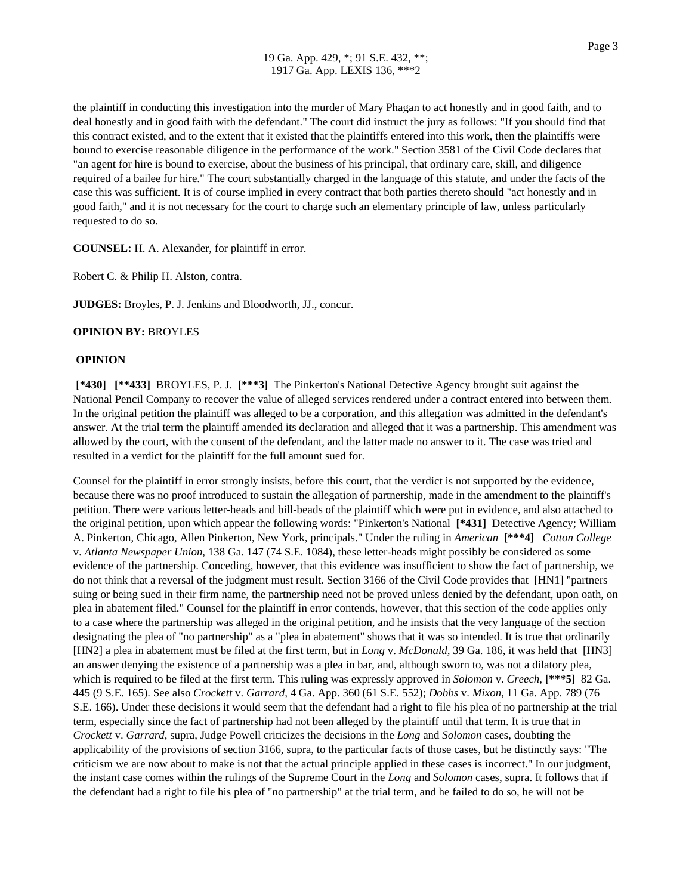the plaintiff in conducting this investigation into the murder of Mary Phagan to act honestly and in good faith, and to deal honestly and in good faith with the defendant." The court did instruct the jury as follows: "If you should find that this contract existed, and to the extent that it existed that the plaintiffs entered into this work, then the plaintiffs were bound to exercise reasonable diligence in the performance of the work." Section 3581 of the Civil Code declares that "an agent for hire is bound to exercise, about the business of his principal, that ordinary care, skill, and diligence required of a bailee for hire." The court substantially charged in the language of this statute, and under the facts of the case this was sufficient. It is of course implied in every contract that both parties thereto should "act honestly and in good faith," and it is not necessary for the court to charge such an elementary principle of law, unless particularly requested to do so.

**COUNSEL:** H. A. Alexander, for plaintiff in error.

Robert C. & Philip H. Alston, contra.

**JUDGES:** Broyles, P. J. Jenkins and Bloodworth, JJ., concur.

**OPINION BY:** BROYLES

**OPINION**

**[*430]** **[**433]** BROYLES, P. J. **[***3]** The Pinkerton's National Detective Agency brought suit against the National Pencil Company to recover the value of alleged services rendered under a contract entered into between them. In the original petition the plaintiff was alleged to be a corporation, and this allegation was admitted in the defendant's answer. At the trial term the plaintiff amended its declaration and alleged that it was a partnership. This amendment was allowed by the court, with the consent of the defendant, and the latter made no answer to it. The case was tried and resulted in a verdict for the plaintiff for the full amount sued for.

Counsel for the plaintiff in error strongly insists, before this court, that the verdict is not supported by the evidence, because there was no proof introduced to sustain the allegation of partnership, made in the amendment to the plaintiff's petition. There were various letter-heads and bill-beads of the plaintiff which were put in evidence, and also attached to the original petition, upon which appear the following words: "Pinkerton's National **[*431]** Detective Agency; William A. Pinkerton, Chicago, Allen Pinkerton, New York, principals." Under the ruling in *American* **[***4]** *Cotton College* v. *Atlanta Newspaper Union,* 138 Ga. 147 (74 S.E. 1084), these letter-heads might possibly be considered as some evidence of the partnership. Conceding, however, that this evidence was insufficient to show the fact of partnership, we do not think that a reversal of the judgment must result. Section 3166 of the Civil Code provides that [HN1] "partners suing or being sued in their firm name, the partnership need not be proved unless denied by the defendant, upon oath, on plea in abatement filed." Counsel for the plaintiff in error contends, however, that this section of the code applies only to a case where the partnership was alleged in the original petition, and he insists that the very language of the section designating the plea of "no partnership" as a "plea in abatement" shows that it was so intended. It is true that ordinarily [HN2] a plea in abatement must be filed at the first term, but in *Long* v. *McDonald,* 39 Ga. 186, it was held that [HN3] an answer denying the existence of a partnership was a plea in bar, and, although sworn to, was not a dilatory plea, which is required to be filed at the first term. This ruling was expressly approved in *Solomon* v. *Creech,* **[***5]** 82 Ga. 445 (9 S.E. 165). See also *Crockett* v. *Garrard,* 4 Ga. App. 360 (61 S.E. 552); *Dobbs* v. *Mixon,* 11 Ga. App. 789 (76 S.E. 166). Under these decisions it would seem that the defendant had a right to file his plea of no partnership at the trial term, especially since the fact of partnership had not been alleged by the plaintiff until that term. It is true that in *Crockett* v. *Garrard,* supra, Judge Powell criticizes the decisions in the *Long* and *Solomon* cases, doubting the applicability of the provisions of section 3166, supra, to the particular facts of those cases, but he distinctly says: "The criticism we are now about to make is not that the actual principle applied in these cases is incorrect." In our judgment, the instant case comes within the rulings of the Supreme Court in the *Long* and *Solomon* cases, supra. It follows that if the defendant had a right to file his plea of "no partnership" at the trial term, and he failed to do so, he will not be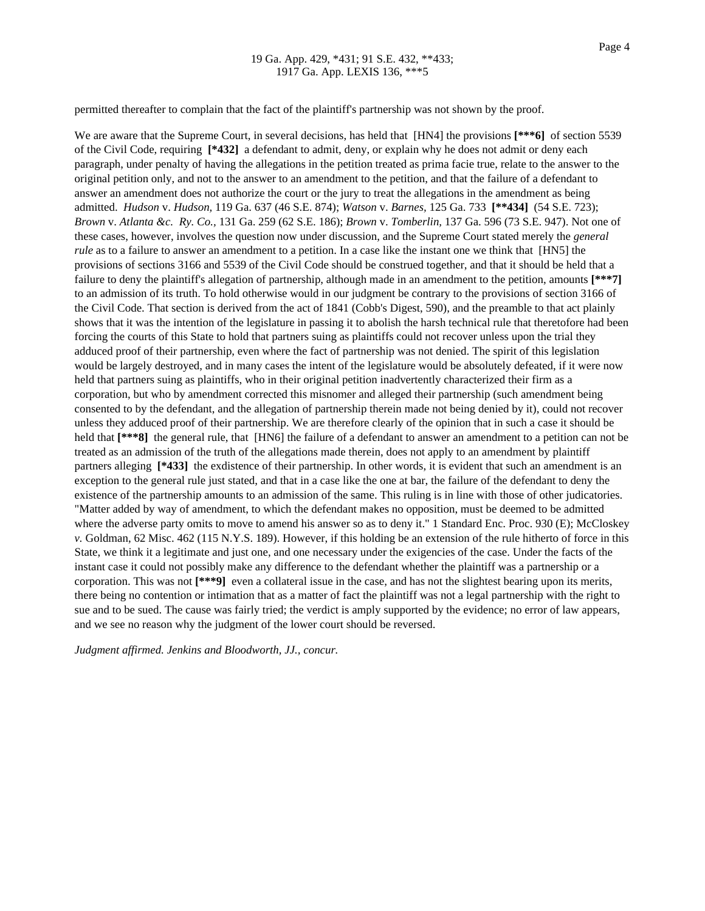permitted thereafter to complain that the fact of the plaintiff's partnership was not shown by the proof.

We are aware that the Supreme Court, in several decisions, has held that [HN4] the provisions **[***6]** of section 5539 of the Civil Code, requiring **[*432]** a defendant to admit, deny, or explain why he does not admit or deny each paragraph, under penalty of having the allegations in the petition treated as prima facie true, relate to the answer to the original petition only, and not to the answer to an amendment to the petition, and that the failure of a defendant to answer an amendment does not authorize the court or the jury to treat the allegations in the amendment as being admitted. *Hudson* v. *Hudson,* 119 Ga. 637 (46 S.E. 874); *Watson* v. *Barnes,* 125 Ga. 733 **[**434]** (54 S.E. 723); *Brown* v. *Atlanta &c. Ry. Co.,* 131 Ga. 259 (62 S.E. 186); *Brown* v. *Tomberlin,* 137 Ga. 596 (73 S.E. 947). Not one of these cases, however, involves the question now under discussion, and the Supreme Court stated merely the *general rule* as to a failure to answer an amendment to a petition. In a case like the instant one we think that [HN5] the provisions of sections 3166 and 5539 of the Civil Code should be construed together, and that it should be held that a failure to deny the plaintiff's allegation of partnership, although made in an amendment to the petition, amounts **[***7]** to an admission of its truth. To hold otherwise would in our judgment be contrary to the provisions of section 3166 of the Civil Code. That section is derived from the act of 1841 (Cobb's Digest, 590), and the preamble to that act plainly shows that it was the intention of the legislature in passing it to abolish the harsh technical rule that theretofore had been forcing the courts of this State to hold that partners suing as plaintiffs could not recover unless upon the trial they adduced proof of their partnership, even where the fact of partnership was not denied. The spirit of this legislation would be largely destroyed, and in many cases the intent of the legislature would be absolutely defeated, if it were now held that partners suing as plaintiffs, who in their original petition inadvertently characterized their firm as a corporation, but who by amendment corrected this misnomer and alleged their partnership (such amendment being consented to by the defendant, and the allegation of partnership therein made not being denied by it), could not recover unless they adduced proof of their partnership. We are therefore clearly of the opinion that in such a case it should be held that **[***8]** the general rule, that [HN6] the failure of a defendant to answer an amendment to a petition can not be treated as an admission of the truth of the allegations made therein, does not apply to an amendment by plaintiff partners alleging **[*433]** the exdistence of their partnership. In other words, it is evident that such an amendment is an exception to the general rule just stated, and that in a case like the one at bar, the failure of the defendant to deny the existence of the partnership amounts to an admission of the same. This ruling is in line with those of other judicatories. "Matter added by way of amendment, to which the defendant makes no opposition, must be deemed to be admitted where the adverse party omits to move to amend his answer so as to deny it." 1 Standard Enc. Proc. 930 (E); McCloskey *v.* Goldman, 62 Misc. 462 (115 N.Y.S. 189). However, if this holding be an extension of the rule hitherto of force in this State, we think it a legitimate and just one, and one necessary under the exigencies of the case. Under the facts of the instant case it could not possibly make any difference to the defendant whether the plaintiff was a partnership or a corporation. This was not **[***9]** even a collateral issue in the case, and has not the slightest bearing upon its merits, there being no contention or intimation that as a matter of fact the plaintiff was not a legal partnership with the right to sue and to be sued. The cause was fairly tried; the verdict is amply supported by the evidence; no error of law appears, and we see no reason why the judgment of the lower court should be reversed.

*Judgment affirmed. Jenkins and Bloodworth, JJ., concur.*